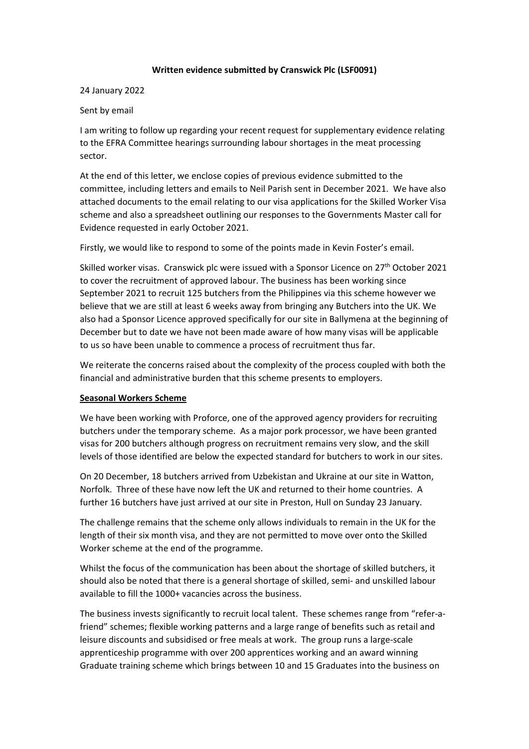**Written evidence submitted by Cranswick Plc (LSF0091)**

24 January 2022

Sent by email

I am writing to follow up regarding your recent request for supplementary evidence relating to the EFRA Committee hearings surrounding labour shortages in the meat processing sector.

At the end of this letter, we enclose copies of previous evidence submitted to the committee, including letters and emails to Neil Parish sent in December 2021. We have also attached documents to the email relating to our visa applications for the Skilled Worker Visa scheme and also a spreadsheet outlining our responses to the Governments Master call for Evidence requested in early October 2021.

Firstly, we would like to respond to some of the points made in Kevin Foster's email.

Skilled worker visas. Cranswick plc were issued with a Sponsor Licence on 27th October 2021 to cover the recruitment of approved labour. The business has been working since September 2021 to recruit 125 butchers from the Philippines via this scheme however we believe that we are still at least 6 weeks away from bringing any Butchers into the UK. We also had a Sponsor Licence approved specifically for our site in Ballymena at the beginning of December but to date we have not been made aware of how many visas will be applicable to us so have been unable to commence a process of recruitment thus far.

We reiterate the concerns raised about the complexity of the process coupled with both the financial and administrative burden that this scheme presents to employers.

**Seasonal Workers Scheme**

We have been working with Proforce, one of the approved agency providers for recruiting butchers under the temporary scheme. As a major pork processor, we have been granted visas for 200 butchers although progress on recruitment remains very slow, and the skill levels of those identified are below the expected standard for butchers to work in our sites.

On 20 December, 18 butchers arrived from Uzbekistan and Ukraine at our site in Watton, Norfolk. Three of these have now left the UK and returned to their home countries. A further 16 butchers have just arrived at our site in Preston, Hull on Sunday 23 January.

The challenge remains that the scheme only allows individuals to remain in the UK for the length of their six month visa, and they are not permitted to move over onto the Skilled Worker scheme at the end of the programme.

Whilst the focus of the communication has been about the shortage of skilled butchers, it should also be noted that there is a general shortage of skilled, semi- and unskilled labour available to fill the 1000+ vacancies across the business.

The business invests significantly to recruit local talent. These schemes range from "refer-a-friend" schemes; flexible working patterns and a large range of benefits such as retail and leisure discounts and subsidised or free meals at work. The group runs a large-scale apprenticeship programme with over 200 apprentices working and an award winning Graduate training scheme which brings between 10 and 15 Graduates into the business on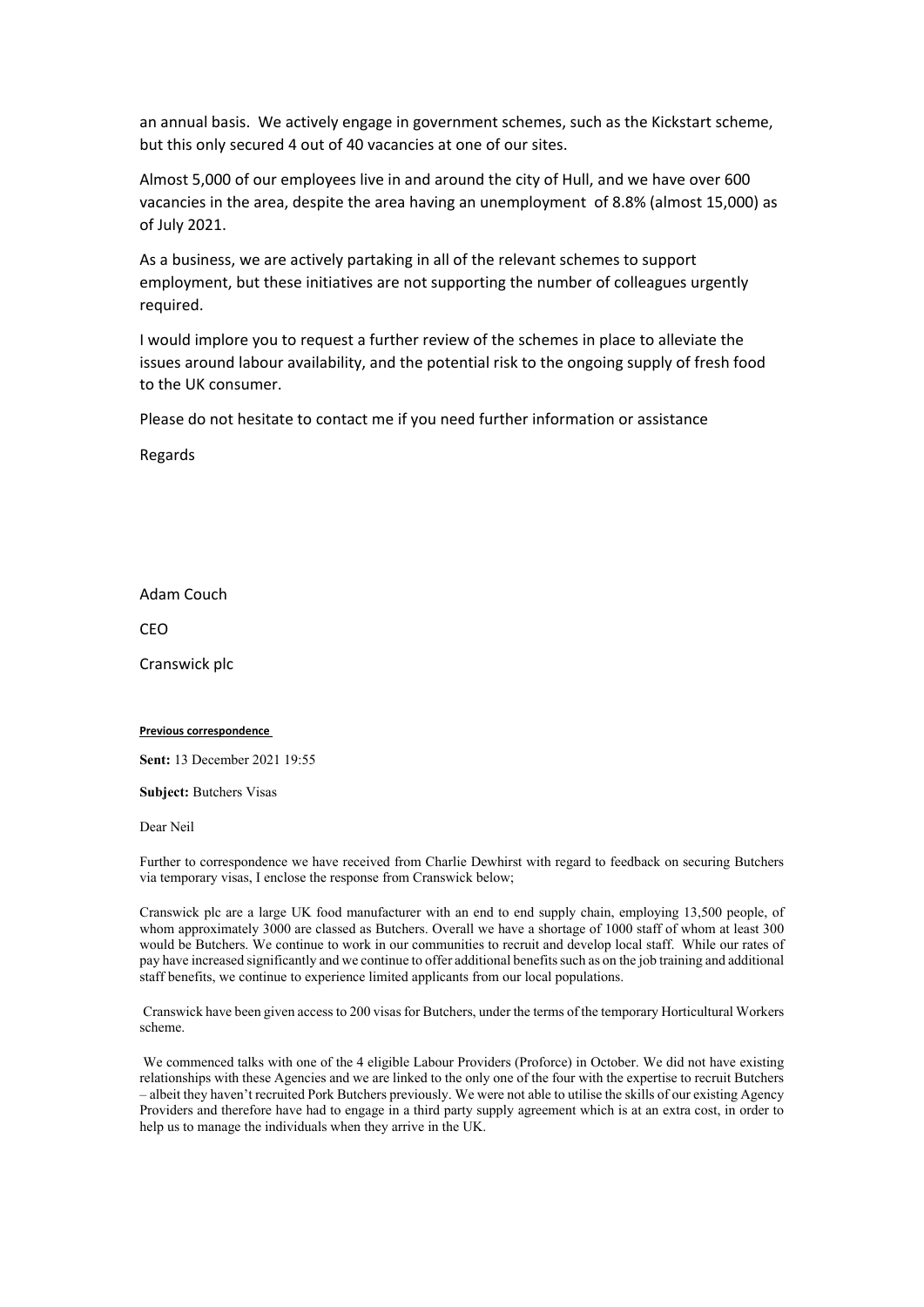an annual basis. We actively engage in government schemes, such as the Kickstart scheme, but this only secured 4 out of 40 vacancies at one of our sites.

Almost 5,000 of our employees live in and around the city of Hull, and we have over 600 vacancies in the area, despite the area having an unemployment of 8.8% (almost 15,000) as of July 2021.

As a business, we are actively partaking in all of the relevant schemes to support employment, but these initiatives are not supporting the number of colleagues urgently required.

I would implore you to request a further review of the schemes in place to alleviate the issues around labour availability, and the potential risk to the ongoing supply of fresh food to the UK consumer.

Please do not hesitate to contact me if you need further information or assistance

Regards

Adam Couch

CEO

Cranswick plc

**Previous correspondence**

**Sent:** 13 December 2021 19:55

**Subject:** Butchers Visas

Dear Neil

Further to correspondence we have received from Charlie Dewhirst with regard to feedback on securing Butchers via temporary visas, I enclose the response from Cranswick below;

Cranswick plc are a large UK food manufacturer with an end to end supply chain, employing 13,500 people, of whom approximately 3000 are classed as Butchers. Overall we have a shortage of 1000 staff of whom at least 300 would be Butchers. We continue to work in our communities to recruit and develop local staff. While our rates of pay have increased significantly and we continue to offer additional benefits such as on the job training and additional staff benefits, we continue to experience limited applicants from our local populations.

Cranswick have been given access to 200 visas for Butchers, under the terms of the temporary Horticultural Workers scheme.

We commenced talks with one of the 4 eligible Labour Providers (Proforce) in October. We did not have existing relationships with these Agencies and we are linked to the only one of the four with the expertise to recruit Butchers – albeit they haven't recruited Pork Butchers previously. We were not able to utilise the skills of our existing Agency Providers and therefore have had to engage in a third party supply agreement which is at an extra cost, in order to help us to manage the individuals when they arrive in the UK.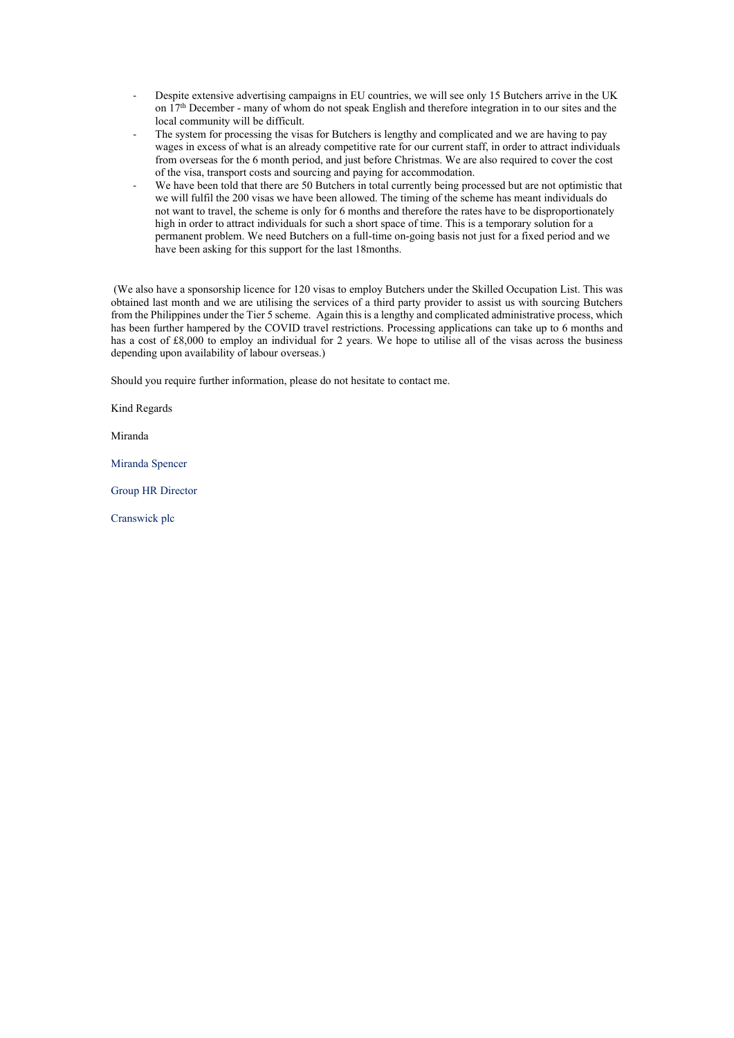- Despite extensive advertising campaigns in EU countries, we will see only 15 Butchers arrive in the UK on 17th December - many of whom do not speak English and therefore integration in to our sites and the local community will be difficult.
- The system for processing the visas for Butchers is lengthy and complicated and we are having to pay wages in excess of what is an already competitive rate for our current staff, in order to attract individuals from overseas for the 6 month period, and just before Christmas. We are also required to cover the cost of the visa, transport costs and sourcing and paying for accommodation.
- We have been told that there are 50 Butchers in total currently being processed but are not optimistic that we will fulfil the 200 visas we have been allowed. The timing of the scheme has meant individuals do not want to travel, the scheme is only for 6 months and therefore the rates have to be disproportionately high in order to attract individuals for such a short space of time. This is a temporary solution for a permanent problem. We need Butchers on a full-time on-going basis not just for a fixed period and we have been asking for this support for the last 18months.

(We also have a sponsorship licence for 120 visas to employ Butchers under the Skilled Occupation List. This was obtained last month and we are utilising the services of a third party provider to assist us with sourcing Butchers from the Philippines under the Tier 5 scheme. Again this is a lengthy and complicated administrative process, which has been further hampered by the COVID travel restrictions. Processing applications can take up to 6 months and has a cost of £8,000 to employ an individual for 2 years. We hope to utilise all of the visas across the business depending upon availability of labour overseas.)

Should you require further information, please do not hesitate to contact me.

Kind Regards

Miranda

Miranda Spencer

Group HR Director

Cranswick plc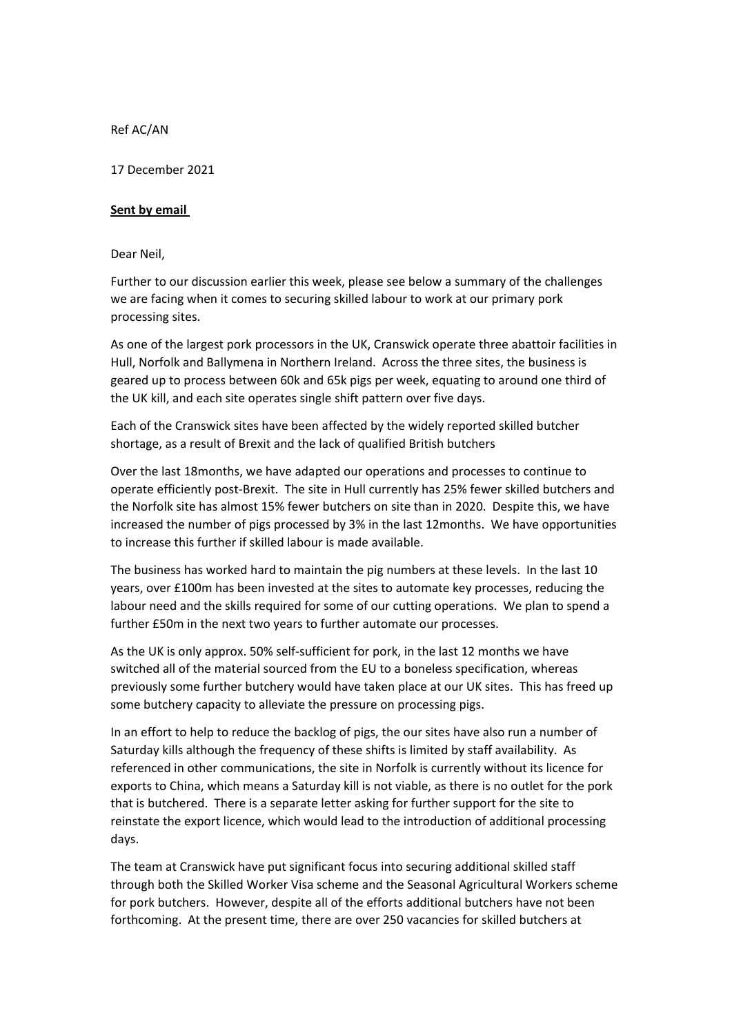Ref AC/AN

17 December 2021

**Sent by email**

Dear Neil,

Further to our discussion earlier this week, please see below a summary of the challenges we are facing when it comes to securing skilled labour to work at our primary pork processing sites.

As one of the largest pork processors in the UK, Cranswick operate three abattoir facilities in Hull, Norfolk and Ballymena in Northern Ireland. Across the three sites, the business is geared up to process between 60k and 65k pigs per week, equating to around one third of the UK kill, and each site operates single shift pattern over five days.

Each of the Cranswick sites have been affected by the widely reported skilled butcher shortage, as a result of Brexit and the lack of qualified British butchers

Over the last 18months, we have adapted our operations and processes to continue to operate efficiently post-Brexit. The site in Hull currently has 25% fewer skilled butchers and the Norfolk site has almost 15% fewer butchers on site than in 2020. Despite this, we have increased the number of pigs processed by 3% in the last 12months. We have opportunities to increase this further if skilled labour is made available.

The business has worked hard to maintain the pig numbers at these levels. In the last 10 years, over £100m has been invested at the sites to automate key processes, reducing the labour need and the skills required for some of our cutting operations. We plan to spend a further £50m in the next two years to further automate our processes.

As the UK is only approx. 50% self-sufficient for pork, in the last 12 months we have switched all of the material sourced from the EU to a boneless specification, whereas previously some further butchery would have taken place at our UK sites. This has freed up some butchery capacity to alleviate the pressure on processing pigs.

In an effort to help to reduce the backlog of pigs, the our sites have also run a number of Saturday kills although the frequency of these shifts is limited by staff availability. As referenced in other communications, the site in Norfolk is currently without its licence for exports to China, which means a Saturday kill is not viable, as there is no outlet for the pork that is butchered. There is a separate letter asking for further support for the site to reinstate the export licence, which would lead to the introduction of additional processing days.

The team at Cranswick have put significant focus into securing additional skilled staff through both the Skilled Worker Visa scheme and the Seasonal Agricultural Workers scheme for pork butchers. However, despite all of the efforts additional butchers have not been forthcoming. At the present time, there are over 250 vacancies for skilled butchers at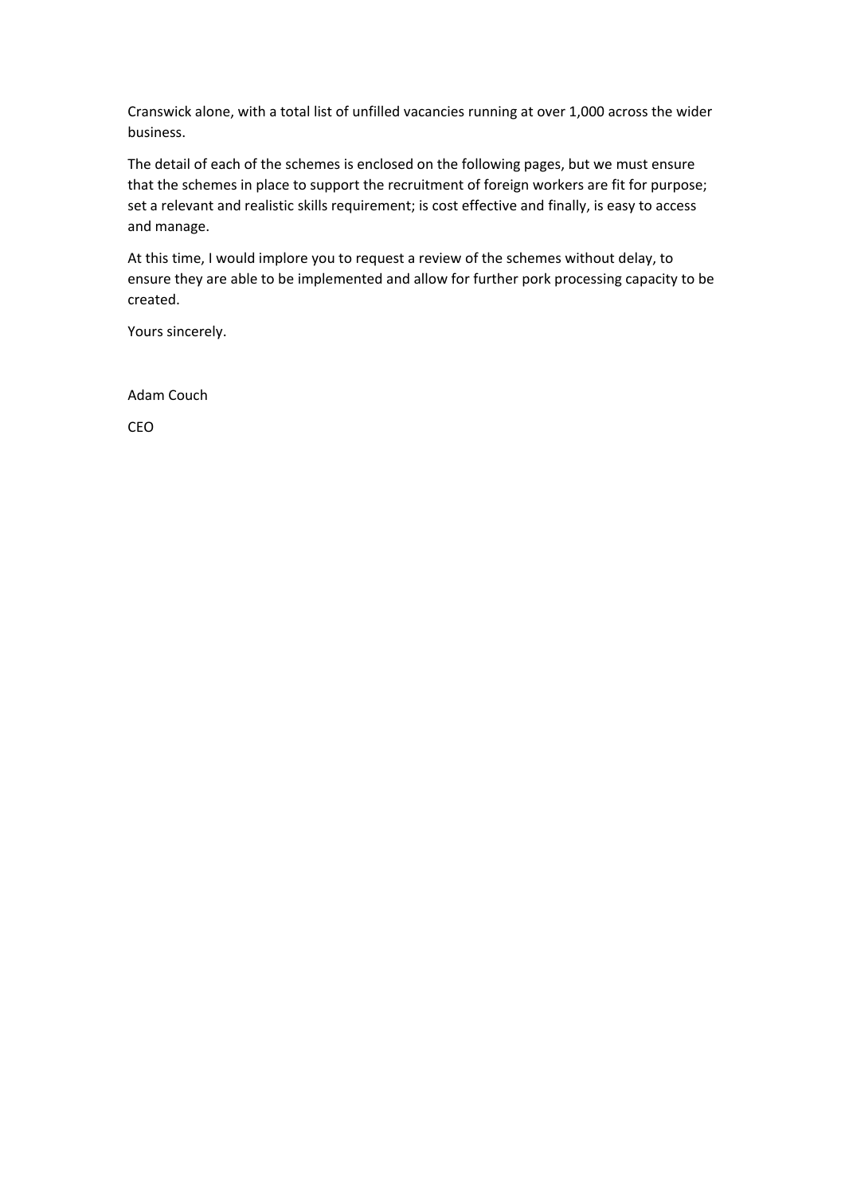Cranswick alone, with a total list of unfilled vacancies running at over 1,000 across the wider business.

The detail of each of the schemes is enclosed on the following pages, but we must ensure that the schemes in place to support the recruitment of foreign workers are fit for purpose; set a relevant and realistic skills requirement; is cost effective and finally, is easy to access and manage.

At this time, I would implore you to request a review of the schemes without delay, to ensure they are able to be implemented and allow for further pork processing capacity to be created.

Yours sincerely.

Adam Couch

CEO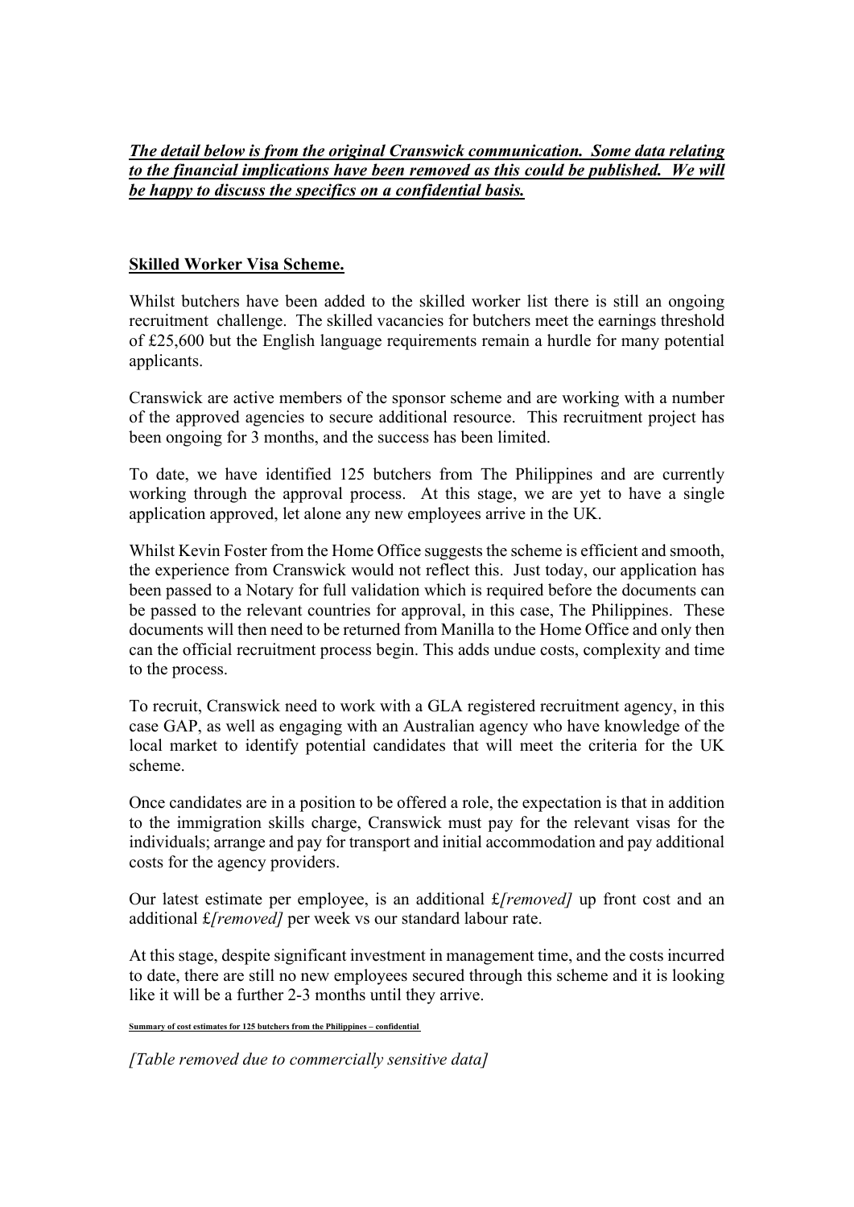***The detail below is from the original Cranswick communication. Some data relating to the financial implications have been removed as this could be published. We will be happy to discuss the specifics on a confidential basis.***

**Skilled Worker Visa Scheme.**

Whilst butchers have been added to the skilled worker list there is still an ongoing recruitment challenge. The skilled vacancies for butchers meet the earnings threshold of £25,600 but the English language requirements remain a hurdle for many potential applicants.

Cranswick are active members of the sponsor scheme and are working with a number of the approved agencies to secure additional resource. This recruitment project has been ongoing for 3 months, and the success has been limited.

To date, we have identified 125 butchers from The Philippines and are currently working through the approval process. At this stage, we are yet to have a single application approved, let alone any new employees arrive in the UK.

Whilst Kevin Foster from the Home Office suggests the scheme is efficient and smooth, the experience from Cranswick would not reflect this. Just today, our application has been passed to a Notary for full validation which is required before the documents can be passed to the relevant countries for approval, in this case, The Philippines. These documents will then need to be returned from Manilla to the Home Office and only then can the official recruitment process begin. This adds undue costs, complexity and time to the process.

To recruit, Cranswick need to work with a GLA registered recruitment agency, in this case GAP, as well as engaging with an Australian agency who have knowledge of the local market to identify potential candidates that will meet the criteria for the UK scheme.

Once candidates are in a position to be offered a role, the expectation is that in addition to the immigration skills charge, Cranswick must pay for the relevant visas for the individuals; arrange and pay for transport and initial accommodation and pay additional costs for the agency providers.

Our latest estimate per employee, is an additional £*[removed]* up front cost and an additional £*[removed]* per week vs our standard labour rate.

At this stage, despite significant investment in management time, and the costs incurred to date, there are still no new employees secured through this scheme and it is looking like it will be a further 2-3 months until they arrive.

**Summary of cost estimates for 125 butchers from the Philippines – confidential**

*[Table removed due to commercially sensitive data]*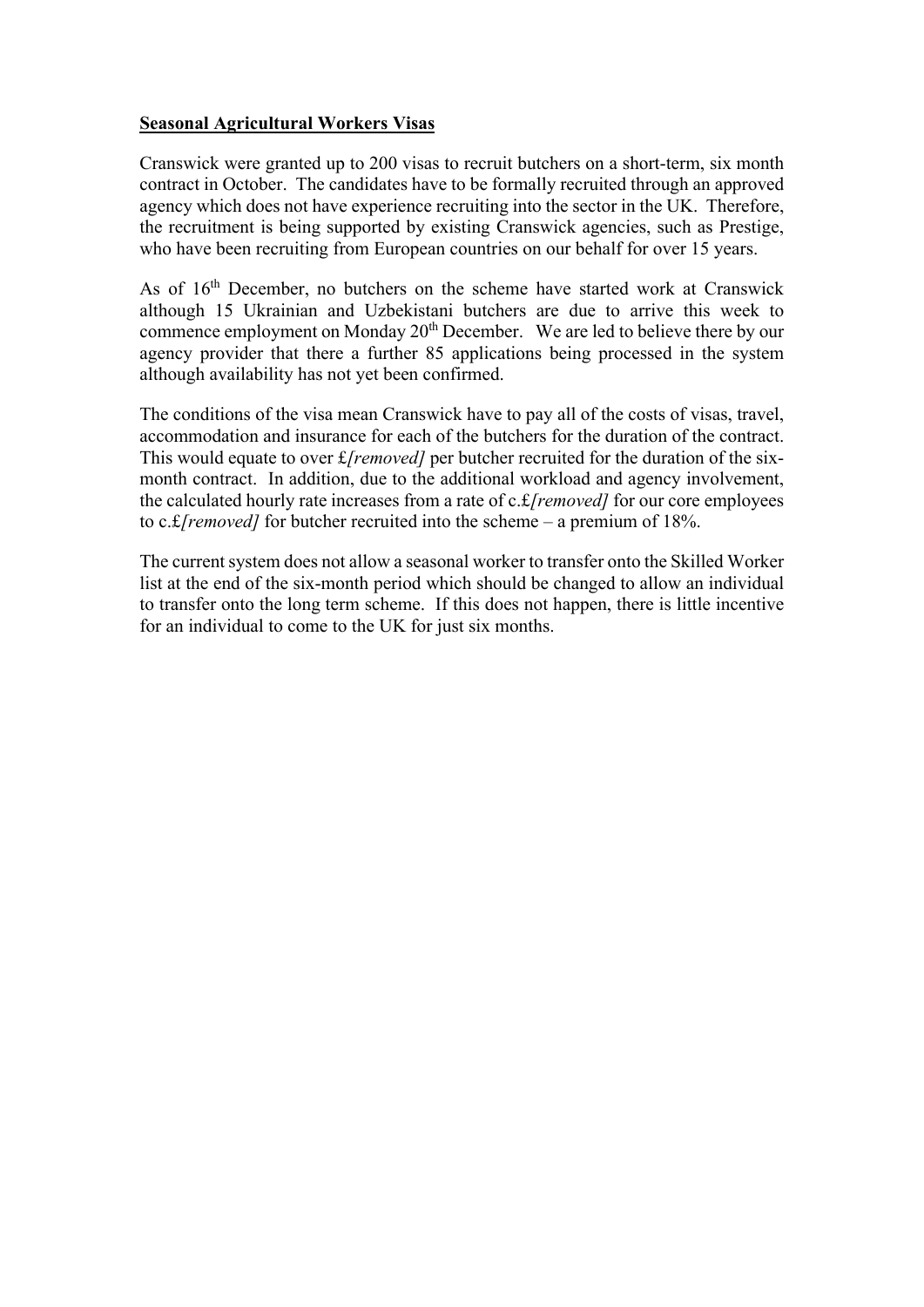**Seasonal Agricultural Workers Visas**

Cranswick were granted up to 200 visas to recruit butchers on a short-term, six month contract in October. The candidates have to be formally recruited through an approved agency which does not have experience recruiting into the sector in the UK. Therefore, the recruitment is being supported by existing Cranswick agencies, such as Prestige, who have been recruiting from European countries on our behalf for over 15 years.

As of 16th December, no butchers on the scheme have started work at Cranswick although 15 Ukrainian and Uzbekistani butchers are due to arrive this week to commence employment on Monday 20th December. We are led to believe there by our agency provider that there a further 85 applications being processed in the system although availability has not yet been confirmed.

The conditions of the visa mean Cranswick have to pay all of the costs of visas, travel, accommodation and insurance for each of the butchers for the duration of the contract. This would equate to over £*[removed]* per butcher recruited for the duration of the six-month contract. In addition, due to the additional workload and agency involvement, the calculated hourly rate increases from a rate of c.£*[removed]* for our core employees to c.£*[removed]* for butcher recruited into the scheme – a premium of 18%.

The current system does not allow a seasonal worker to transfer onto the Skilled Worker list at the end of the six-month period which should be changed to allow an individual to transfer onto the long term scheme. If this does not happen, there is little incentive for an individual to come to the UK for just six months.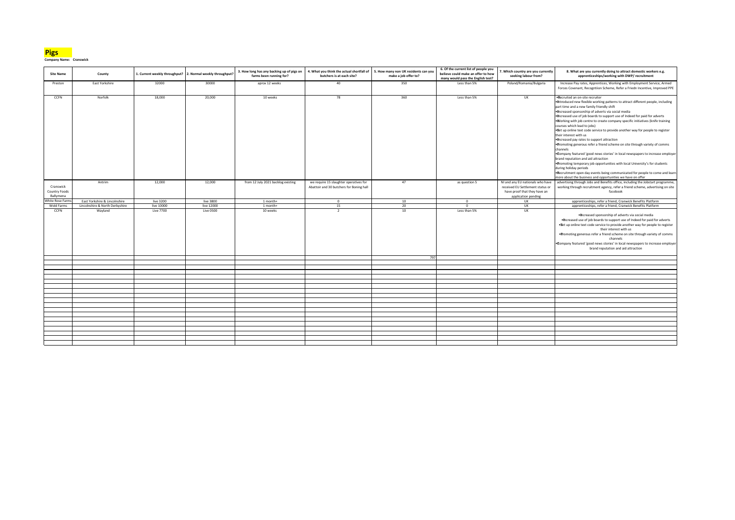# Pigs

**Company Name: Cranswick**

| Site Name | County | 1. Current weekly throughput? | 2. Normal weekly throughput? | 3. How long has any backing up of pigs on farms been running for? | 4. What you think the actual shortfall of butchers is at each site? | 5. How many non UK residents can you make a job offer to? | 6. Of the current list of people you believe could make an offer to how many would pass the English test? | 7. Which country are you currently seeking labour from? | 8. What are you currently doing to attract domestic workers e.g. apprenticeships/working with DWP/ recruitment |
|---|---|---|---|---|---|---|---|---|---|
| Preston | East Yorkshire | 32000 | 30000 | aprox 12 weeks | 40 | 350 | Less than 5% | Poland/Romania/Bulgaria | Increase Pay rates, Apprentices, Working with Employment Service, Armed Forces Covenant, Recogntiion Scheme, Refer a Friedn Incentive, Improved PPE |
| CCFN | Norfolk | 18,000 | 20,000 | 10 weeks | 78 | 360 | Less than 5% | UK | •Recruited an on-site recruiter<br>•Introduced new flexible working patterns to attract different people, including part time and a new family friendly shift<br>•Increased sponsorship of adverts via social media<br>•Increased use of job boards to support use of Indeed for paid for adverts<br>•Working with job centre to create company specific initiatives (knife training courses which lead to jobs)<br>•Set up online text code service to provide another way for people to register their interest with us<br>•Increased pay rates to support attraction<br>•Promoting generous refer a friend scheme on site through variety of comms channels<br>•Company featured 'good news stories' in local newspapers to increase employer brand reputation and aid attraction<br>•Promoting temporary job opportunities with local University's for students during holiday periods<br>•Recruitment open day events being communicated for people to come and learn more about the business and opportunities we have on offer |
| Cranswick Country Foods Ballymena | Antrim | 12,000 | 12,000 | from 12 July 2021 backlog existing | we require 15 slaughter operatives for Abattoir and 30 butchers for Boning hall | 47 | as question 5 | NI and any EU nationals who have received EU Settlement status or have proof that they have an application pending | advertising through Jobs and Benefits office, including the Jobstart programme, working through recruitment agency, refer a friend scheme, advertising on site facebook |
| White Rose Farms | East Yorkshire & Lincolnshire | live 3200 | live 3800 | 1 month+ | 0 | 10 | 0 | UK | apprenticeships, refer a friend, Cranwick Benefits Platform |
| Wold Farms | Lincolnshire & North Derbyshire | live 10000 | live 12000 | 1 month+ | 15 | 20 | 0 | UK | apprenticeships, refer a friend, Cranwick Benefits Platform |
| CCFN | Wayland | Live 7700 | Live 0500 | 10 weeks | 2 | 10 | Less than 5% | UK | •Increased sponsorship of adverts via social media<br>•Increased use of job boards to support use of Indeed for paid for adverts<br>•Set up online text code service to provide another way for people to register their interest with us<br>•Promoting generous refer a friend scheme on site through variety of comms channels<br>•Company featured 'good news stories' in local newspapers to increase employer brand reputation and aid attraction |
| | | | | | | 797 | | | |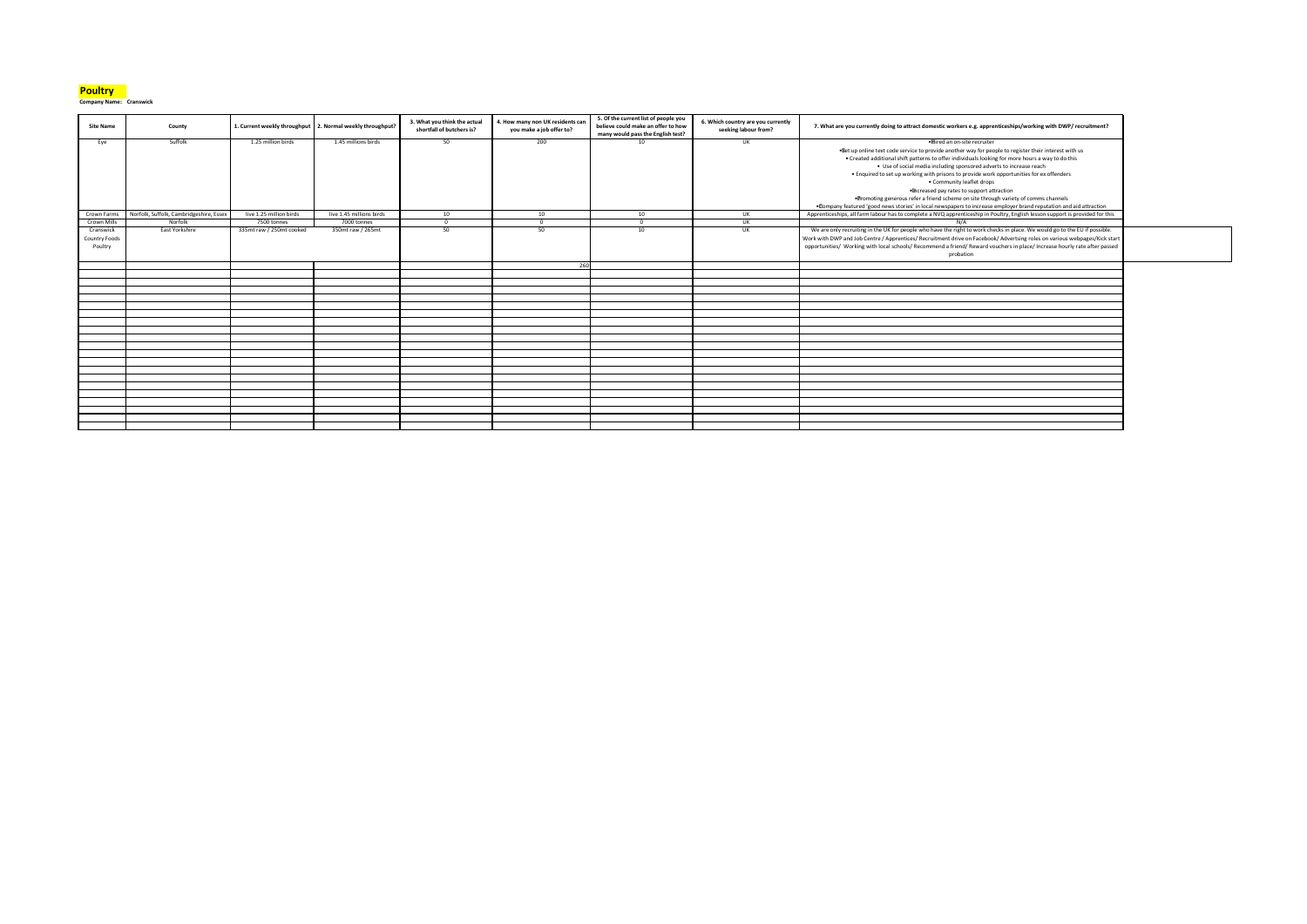**Poultry**

**Company Name: Cranswick**

| Site Name | County | 1. Current weekly throughput | 2. Normal weekly throughput? | 3. What you think the actual shortfall of butchers is? | 4. How many non UK residents can you make a job offer to? | 5. Of the current list of people you believe could make an offer to how many would pass the English test? | 6. Which country are you currently seeking labour from? | 7. What are you currently doing to attract domestic workers e.g. apprenticeships/working with DWP/ recruitment? |
|---|---|---|---|---|---|---|---|---|
| Eye | Suffolk | 1.25 million birds | 1.45 millions birds | 50 | 200 | 10 | UK | • Hired an on-site recruiter<br>• Set up online text code service to provide another way for people to register their interest with us<br>• Created additional shift patterns to offer individuals looking for more hours a way to do this<br>• Use of social media including sponsored adverts to increase reach<br>• Enquired to set up working with prisons to provide work opportunities for ex offenders<br>• Community leaflet drops<br>• Increased pay rates to support attraction<br>• Promoting generous refer a friend scheme on site through variety of comms channels<br>• Company featured 'good news stories' in local newspapers to increase employer brand reputation and aid attraction |
| Crown Farms | Norfolk, Suffolk, Cambridgeshire, Essex | live 1.25 million birds | live 1.45 millions birds | 10 | 10 | 10 | UK | Apprenticeships, all farm labour has to complete a NVQ apprenticeship in Poultry, English lesson support is provided for this |
| Crown Mills | Norfolk | 7500 tonnes | 7000 tonnes | 0 | 0 | 0 | UK | N/A |
| Cranswick Country Foods Poultry | East Yorkshire | 335mt raw / 250mt cooked | 350mt raw / 265mt | 50 | 50 | 10 | UK | We are only recruiting in the UK for people who have the right to work checks in place. We would go to the EU if possible. Work with DWP and Job Centre / Apprentices/ Recruitment drive on Facebook/ Advertising roles on various webpages/Kick start opportunities/ Working with local schools/ Recommend a friend/ Reward vouchers in place/ Increase hourly rate after passed probation |
| | | | | | 260 | | | |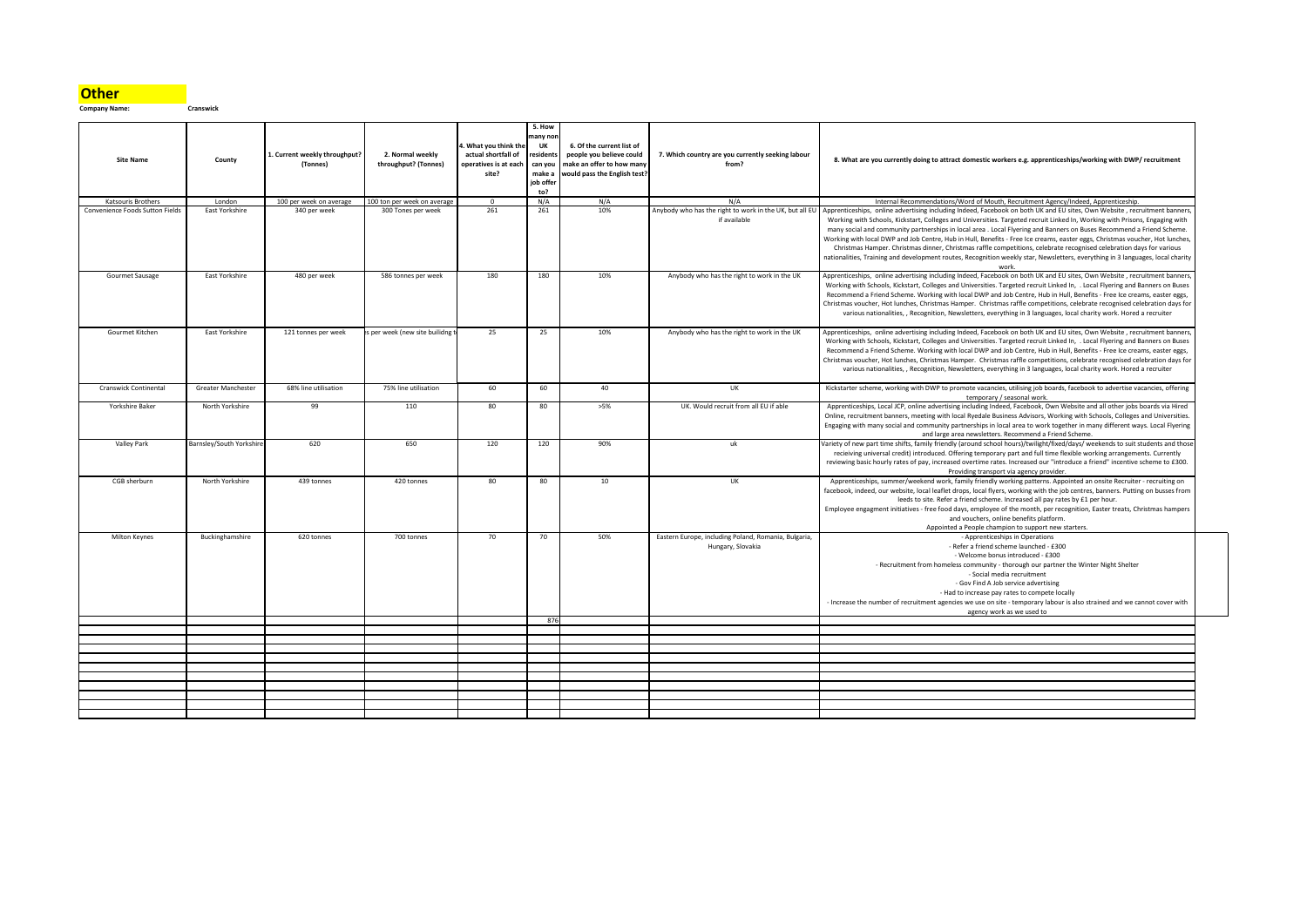# Other

**Company Name:** Cranswick

| Site Name | County | 1. Current weekly throughput? (Tonnes) | 2. Normal weekly throughput? (Tonnes) | 4. What you think the actual shortfall of operatives is at each site? | 5. How many non UK residents can you make a job offer to? | 6. Of the current list of people you believe could make an offer to how many would pass the English test? | 7. Which country are you currently seeking labour from? | 8. What are you currently doing to attract domestic workers e.g. apprenticeships/working with DWP/ recruitment |
|---|---|---|---|---|---|---|---|---|
| Katsouris Brothers | London | 100 per week on average | 100 ton per week on average | 0 | N/A | N/A | N/A | Internal Recommendations/Word of Mouth, Recruitment Agency/Indeed, Apprenticeship. |
| Convenience Foods Sutton Fields | East Yorkshire | 340 per week | 300 Tones per week | 261 | 261 | 10% | Anybody who has the right to work in the UK, but all EU if available | Apprenticeships, online advertising including Indeed, Facebook on both UK and EU sites, Own Website , recruitment banners, Working with Schools, Kickstart, Colleges and Universities. Targeted recruit Linked In, Working with Prisons, Engaging with many social and community partnerships in local area . Local Flyering and Banners on Buses Recommend a Friend Scheme. Working with local DWP and Job Centre, Hub in Hull, Benefits - Free Ice creams, easter eggs, Christmas voucher, Hot lunches, Christmas Hamper. Christmas dinner, Christmas raffle competitions, celebrate recognised celebration days for various nationalities, Training and development routes, Recognition weekly star, Newsletters, everything in 3 languages, local charity work. |
| Gourmet Sausage | East Yorkshire | 480 per week | 586 tonnes per week | 180 | 180 | 10% | Anybody who has the right to work in the UK | Apprenticeships, online advertising including Indeed, Facebook on both UK and EU sites, Own Website , recruitment banners, Working with Schools, Kickstart, Colleges and Universities. Targeted recruit Linked In, . Local Flyering and Banners on Buses Recommend a Friend Scheme. Working with local DWP and Job Centre, Hub in Hull, Benefits - Free Ice creams, easter eggs, Christmas voucher, Hot lunches, Christmas Hamper. Christmas raffle competitions, celebrate recognised celebration days for various nationalities, , Recognition, Newsletters, everything in 3 languages, local charity work. Hored a recruiter |
| Gourmet Kitchen | East Yorkshire | 121 tonnes per week | s per week (new site builidng t | 25 | 25 | 10% | Anybody who has the right to work in the UK | Apprenticeships, online advertising including Indeed, Facebook on both UK and EU sites, Own Website , recruitment banners, Working with Schools, Kickstart, Colleges and Universities. Targeted recruit Linked In, . Local Flyering and Banners on Buses Recommend a Friend Scheme. Working with local DWP and Job Centre, Hub in Hull, Benefits - Free Ice creams, easter eggs, Christmas voucher, Hot lunches, Christmas Hamper. Christmas raffle competitions, celebrate recognised celebration days for various nationalities, , Recognition, Newsletters, everything in 3 languages, local charity work. Hored a recruiter |
| Cranswick Continental | Greater Manchester | 68% line utilisation | 75% line utilisation | 60 | 60 | 40 | UK | Kickstarter scheme, working with DWP to promote vacancies, utilising job boards, facebook to advertise vacancies, offering temporary / seasonal work. |
| Yorkshire Baker | North Yorkshire | 99 | 110 | 80 | 80 | >5% | UK. Would recruit from all EU if able | Apprenticeships, Local JCP, online advertising including Indeed, Facebook, Own Website and all other jobs boards via Hired Online, recruitment banners, meeting with local Ryedale Business Advisors, Working with Schools, Colleges and Universities. Engaging with many social and community partnerships in local area to work together in many different ways. Local Flyering and large area newsletters. Recommend a Friend Scheme. |
| Valley Park | Barnsley/South Yorkshire | 620 | 650 | 120 | 120 | 90% | uk | Variety of new part time shifts, family friendly (around school hours)/twilight/fixed/days/ weekends to suit students and those recieiving universal credit) introduced. Offering temporary part and full time flexible working arrangements. Currently reviewing basic hourly rates of pay, increased overtime rates. Increased our "introduce a friend" incentive scheme to £300. Providing transport via agency provider. |
| CGB sherburn | North Yorkshire | 439 tonnes | 420 tonnes | 80 | 80 | 10 | UK | Apprenticeships, summer/weekend work, family friendly working patterns. Appointed an onsite Recruiter - recruiting on facebook, indeed, our website, local leaflet drops, local flyers, working with the job centres, banners. Putting on busses from leeds to site. Refer a friend scheme. Increased all pay rates by £1 per hour. Employee engagment initiatives - free food days, employee of the month, per recognition, Easter treats, Christmas hampers and vouchers, online benefits platform. Appointed a People champion to support new starters. |
| Milton Keynes | Buckinghamshire | 620 tonnes | 700 tonnes | 70 | 70 | 50% | Eastern Europe, including Poland, Romania, Bulgaria, Hungary, Slovakia | - Apprenticeships in Operations<br>- Refer a friend scheme launched - £300<br>- Welcome bonus introduced - £300<br>- Recruitment from homeless community - thorough our partner the Winter Night Shelter<br>- Social media recruitment<br>- Gov Find A Job service advertising<br>- Had to increase pay rates to compete locally<br>- Increase the number of recruitment agencies we use on site - temporary labour is also strained and we cannot cover with agency work as we used to |
| | | | | | 876 | | | |